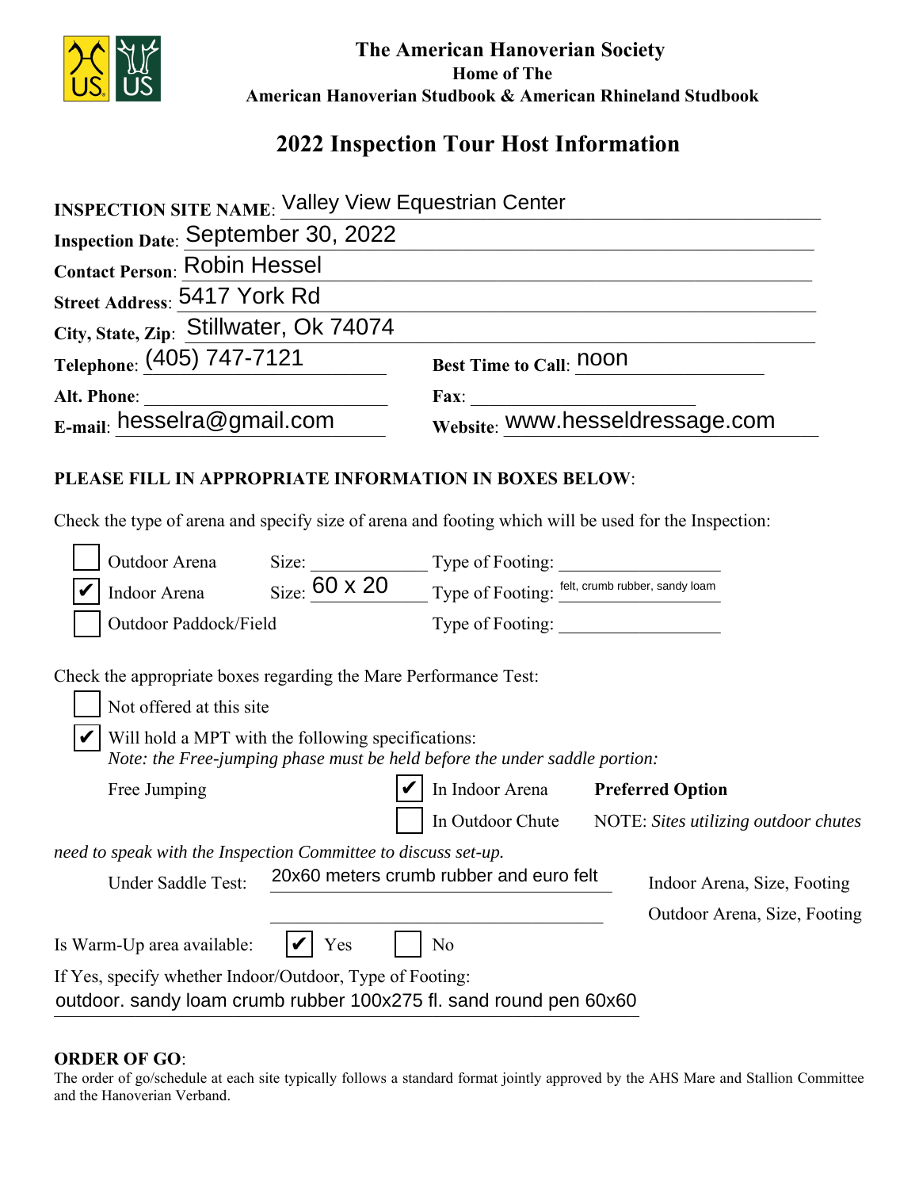**The American Hanoverian Society**
**Home of The**
**American Hanoverian Studbook & American Rhineland Studbook**

# 2022 Inspection Tour Host Information

**INSPECTION SITE NAME**: Valley View Equestrian Center

**Inspection Date**: September 30, 2022

**Contact Person**: Robin Hessel

**Street Address**: 5417 York Rd

**City, State, Zip**: Stillwater, Ok 74074

**Telephone**: (405) 747-7121 **Best Time to Call**: noon

**Alt. Phone**: ______ **Fax**: ______

**E-mail**: hesselra@gmail.com **Website**: www.hesseldressage.com

**PLEASE FILL IN APPROPRIATE INFORMATION IN BOXES BELOW**:

Check the type of arena and specify size of arena and footing which will be used for the Inspection:

- [ ] Outdoor Arena Size: ______ Type of Footing: ______
- [x] Indoor Arena Size: 60 x 20 Type of Footing: felt, crumb rubber, sandy loam
- [ ] Outdoor Paddock/Field Type of Footing: ______

Check the appropriate boxes regarding the Mare Performance Test:

- [ ] Not offered at this site
- [x] Will hold a MPT with the following specifications:
  *Note: the Free-jumping phase must be held before the under saddle portion:*

Free Jumping
- [x] In Indoor Arena **Preferred Option**
- [ ] In Outdoor Chute NOTE: *Sites utilizing outdoor chutes need to speak with the Inspection Committee to discuss set-up.*

Under Saddle Test: 20x60 meters crumb rubber and euro felt — Indoor Arena, Size, Footing

______ — Outdoor Arena, Size, Footing

Is Warm-Up area available: [x] Yes [ ] No

If Yes, specify whether Indoor/Outdoor, Type of Footing:
outdoor. sandy loam crumb rubber 100x275 fl. sand round pen 60x60

**ORDER OF GO**:
The order of go/schedule at each site typically follows a standard format jointly approved by the AHS Mare and Stallion Committee and the Hanoverian Verband.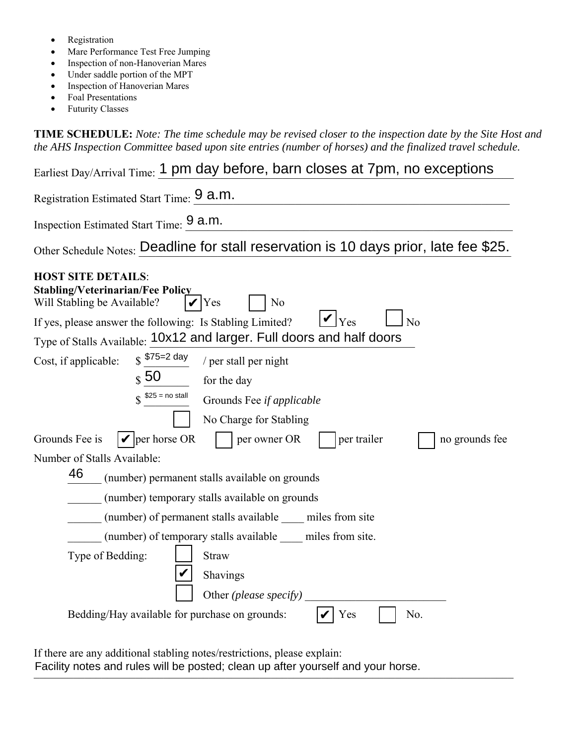- Registration
- Mare Performance Test Free Jumping
- Inspection of non-Hanoverian Mares
- Under saddle portion of the MPT
- Inspection of Hanoverian Mares
- Foal Presentations
- Futurity Classes

**TIME SCHEDULE:** *Note: The time schedule may be revised closer to the inspection date by the Site Host and the AHS Inspection Committee based upon site entries (number of horses) and the finalized travel schedule.*

Earliest Day/Arrival Time: 1 pm day before, barn closes at 7pm, no exceptions

Registration Estimated Start Time: 9 a.m.

Inspection Estimated Start Time: 9 a.m.

Other Schedule Notes: Deadline for stall reservation is 10 days prior, late fee $25.

**HOST SITE DETAILS**:

**Stabling/Veterinarian/Fee Policy**

Will Stabling be Available? ☑ Yes ☐ No

If yes, please answer the following: Is Stabling Limited? ☑ Yes ☐ No

Type of Stalls Available: 10x12 and larger. Full doors and half doors

Cost, if applicable: $ $75=2 day / per stall per night

$ 50 for the day

$ $25 = no stall Grounds Fee *if applicable*

☐ No Charge for Stabling

Grounds Fee is ☑ per horse OR ☐ per owner OR ☐ per trailer ☐ no grounds fee

Number of Stalls Available:

46 (number) permanent stalls available on grounds

\_\_\_\_\_\_ (number) temporary stalls available on grounds

\_\_\_\_\_\_ (number) of permanent stalls available \_\_\_\_ miles from site

\_\_\_\_\_\_ (number) of temporary stalls available \_\_\_\_ miles from site.

Type of Bedding: ☐ Straw

☑ Shavings

☐ Other *(please specify)* \_\_\_\_\_\_\_\_\_\_\_\_\_\_\_\_\_\_\_\_\_\_\_\_

Bedding/Hay available for purchase on grounds: ☑ Yes ☐ No.

If there are any additional stabling notes/restrictions, please explain:
Facility notes and rules will be posted; clean up after yourself and your horse.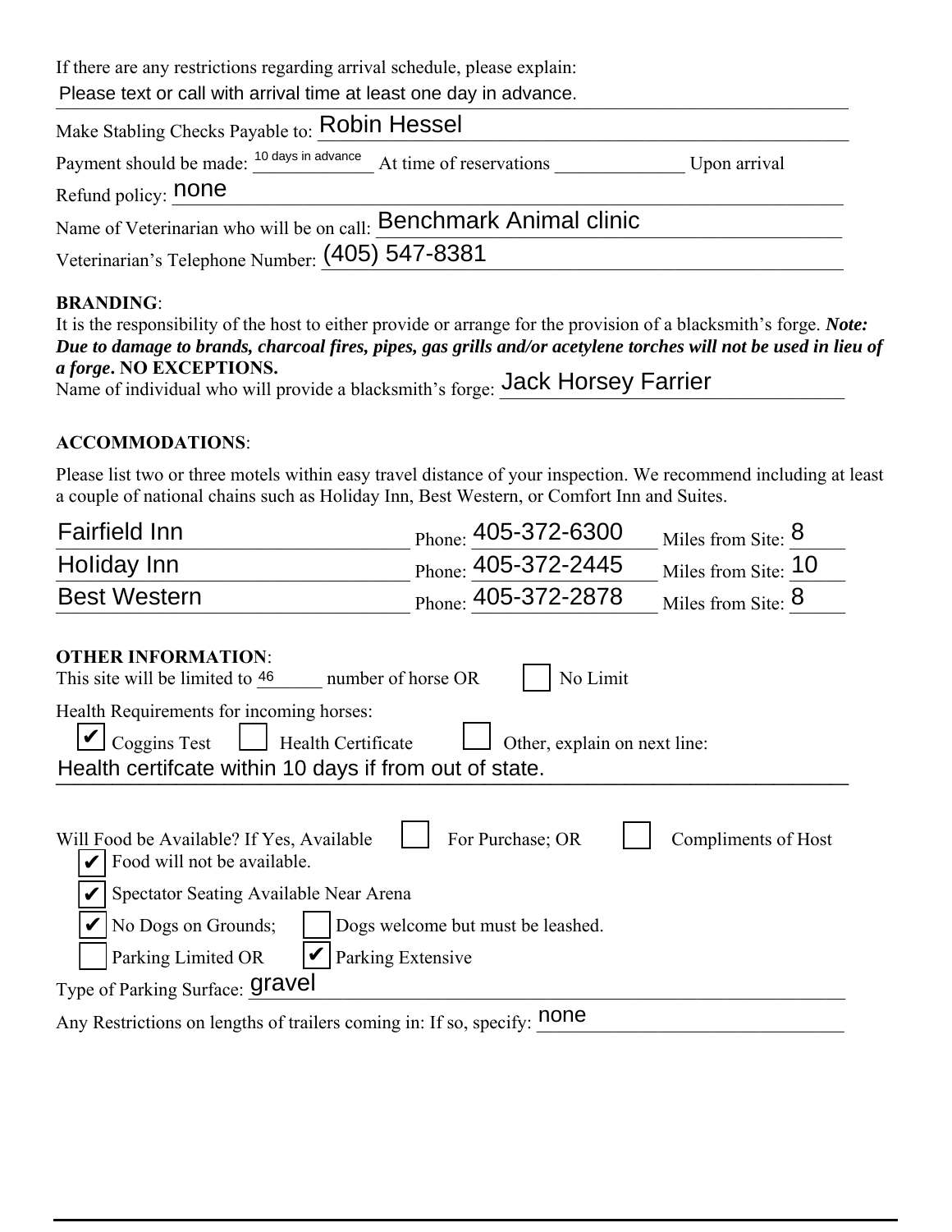If there are any restrictions regarding arrival schedule, please explain:
Please text or call with arrival time at least one day in advance.

Make Stabling Checks Payable to: Robin Hessel

Payment should be made: 10 days in advance At time of reservations ______________ Upon arrival

Refund policy: none

Name of Veterinarian who will be on call: Benchmark Animal clinic

Veterinarian's Telephone Number: (405) 547-8381

**BRANDING**:

It is the responsibility of the host to either provide or arrange for the provision of a blacksmith's forge. ***Note: Due to damage to brands, charcoal fires, pipes, gas grills and/or acetylene torches will not be used in lieu of a forge*. NO EXCEPTIONS.**

Name of individual who will provide a blacksmith's forge: Jack Horsey Farrier

**ACCOMMODATIONS**:

Please list two or three motels within easy travel distance of your inspection. We recommend including at least a couple of national chains such as Holiday Inn, Best Western, or Comfort Inn and Suites.

| Motel | Phone | Miles from Site |
|---|---|---|
| Fairfield Inn | 405-372-6300 | 8 |
| Holiday Inn | 405-372-2445 | 10 |
| Best Western | 405-372-2878 | 8 |

**OTHER INFORMATION**:

This site will be limited to 46 number of horse OR ☐ No Limit

Health Requirements for incoming horses:

☑ Coggins Test ☐ Health Certificate ☐ Other, explain on next line:

Health certifcate within 10 days if from out of state.

Will Food be Available? If Yes, Available ☐ For Purchase; OR ☐ Compliments of Host

☑ Food will not be available.

☑ Spectator Seating Available Near Arena

☑ No Dogs on Grounds; ☐ Dogs welcome but must be leashed.

☐ Parking Limited OR ☑ Parking Extensive

Type of Parking Surface: gravel

Any Restrictions on lengths of trailers coming in: If so, specify: none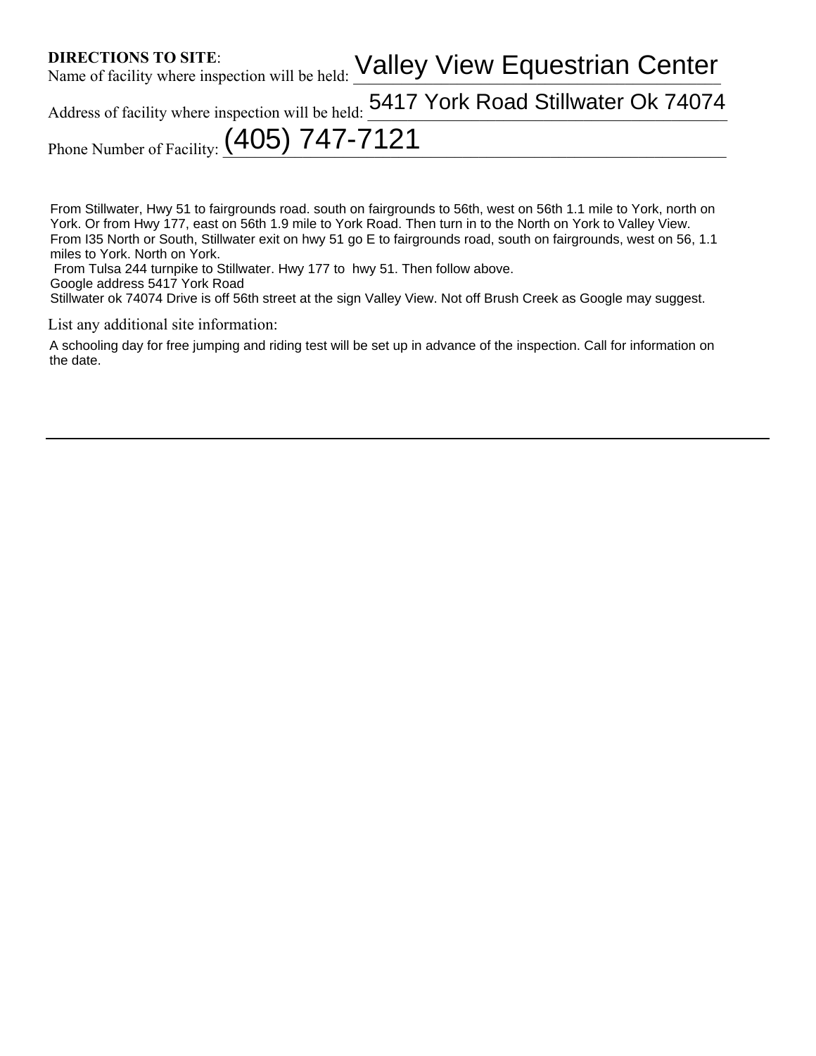**DIRECTIONS TO SITE**:

Name of facility where inspection will be held: Valley View Equestrian Center

Address of facility where inspection will be held: 5417 York Road Stillwater Ok 74074

Phone Number of Facility: (405) 747-7121

From Stillwater, Hwy 51 to fairgrounds road. south on fairgrounds to 56th, west on 56th 1.1 mile to York, north on York. Or from Hwy 177, east on 56th 1.9 mile to York Road. Then turn in to the North on York to Valley View.
From I35 North or South, Stillwater exit on hwy 51 go E to fairgrounds road, south on fairgrounds, west on 56, 1.1 miles to York. North on York.
From Tulsa 244 turnpike to Stillwater. Hwy 177 to hwy 51. Then follow above.
Google address 5417 York Road
Stillwater ok 74074 Drive is off 56th street at the sign Valley View. Not off Brush Creek as Google may suggest.

List any additional site information:

A schooling day for free jumping and riding test will be set up in advance of the inspection. Call for information on the date.